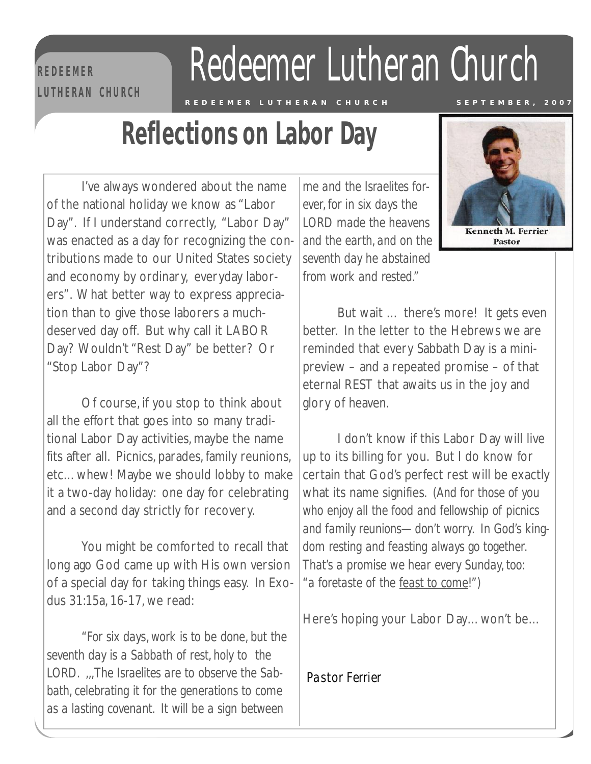# Redeemer Lutheran Church

REDEEMER LUTHERAN CHURCH — SEPTEMBER, 2007

## Reflections on Labor Day

Kenneth M. Ferrier
Pastor

I've always wondered about the name of the national holiday we know as "Labor Day". If I understand correctly, "Labor Day" was enacted as a day for recognizing the contributions made to our United States society and economy by ordinary, everyday laborers". What better way to express appreciation than to give those laborers a much-deserved day off. But why call it LABOR Day? Wouldn't "Rest Day" be better? Or "Stop Labor Day"?

Of course, if you stop to think about all the effort that goes into so many traditional Labor Day activities, maybe the name fits after all. Picnics, parades, family reunions, etc... whew! Maybe we should lobby to make it a two-day holiday: one day for celebrating and a second day strictly for recovery.

You might be comforted to recall that long ago God came up with His own version of a special day for taking things easy. In Exodus 31:15a, 16-17, we read:

*"For six days, work is to be done, but the seventh day is a Sabbath of rest, holy to the LORD. ,,,The Israelites are to observe the Sabbath, celebrating it for the generations to come as a lasting covenant. It will be a sign between me and the Israelites forever, for in six days the LORD made the heavens and the earth, and on the seventh day he abstained from work and rested."*

But wait ... there's more! It gets even better. In the letter to the Hebrews we are reminded that every Sabbath Day is a mini-preview – and a repeated promise – of that eternal REST that awaits us in the joy and glory of heaven.

I don't know if this Labor Day will live up to its billing for you. But I do know for certain that God's perfect rest will be exactly what its name signifies. *(And for those of you who enjoy all the food and fellowship of picnics and family reunions—don't worry. In God's kingdom resting and feasting always go together. That's a promise we hear every Sunday, too: "a foretaste of the feast to come!")*

*Here's hoping your Labor Day... won't be...*

*Pastor Ferrier*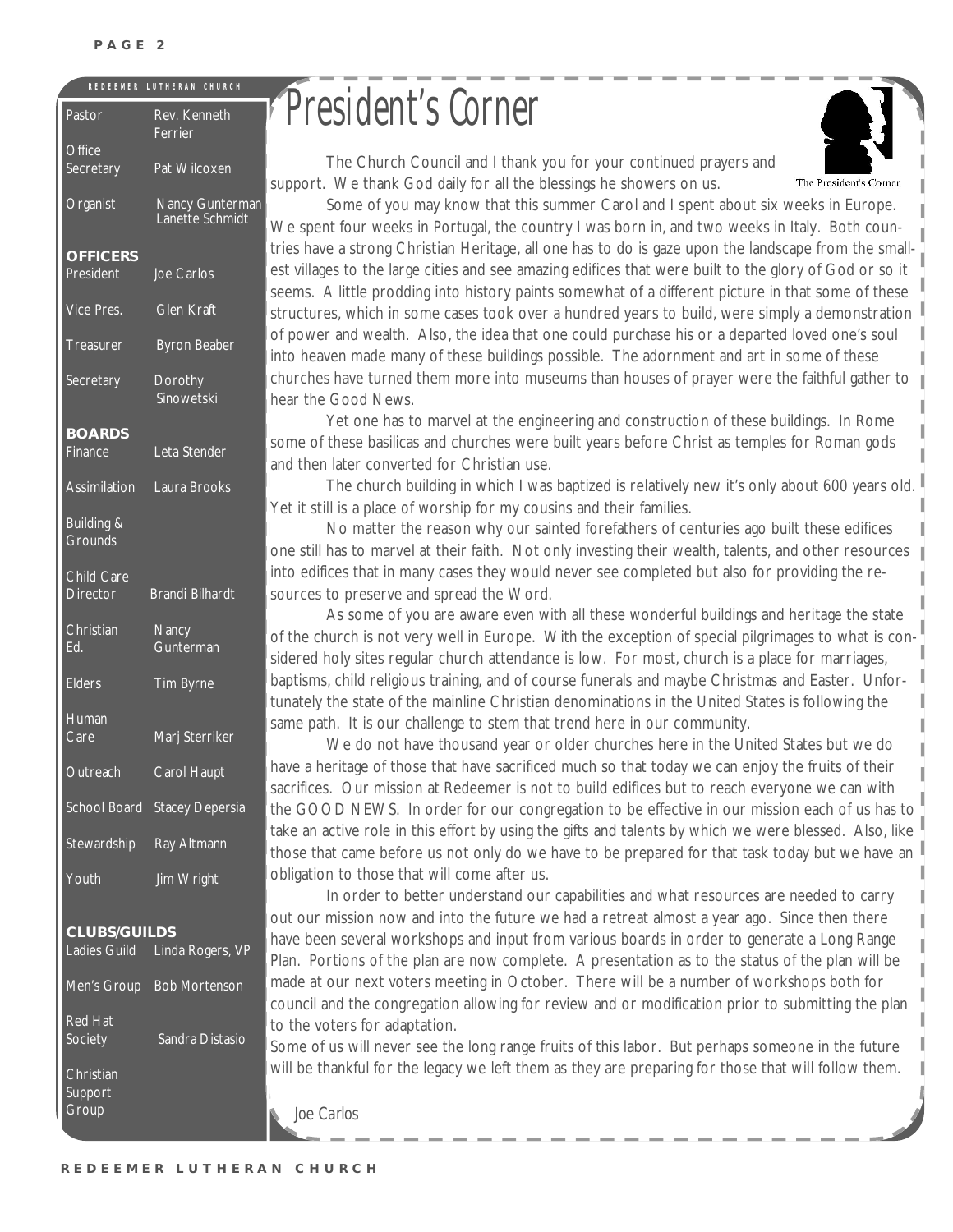**REDEEMER LUTHERAN CHURCH**

| | |
|---|---|
| Pastor | Rev. Kenneth Ferrier |
| Office Secretary | Pat Wilcoxen |
| Organist | Nancy Gunterman<br>Lanette Schmidt |

**OFFICERS**

| | |
|---|---|
| President | Joe Carlos |
| Vice Pres. | Glen Kraft |
| Treasurer | Byron Beaber |
| Secretary | Dorothy Sinowetski |

**BOARDS**

| | |
|---|---|
| Finance | Leta Stender |
| Assimilation | Laura Brooks |
| Building & Grounds | |
| Child Care Director | Brandi Bilhardt |
| Christian Ed. | Nancy Gunterman |
| Elders | Tim Byrne |
| Human Care | Marj Sterriker |
| Outreach | Carol Haupt |
| School Board | Stacey Depersia |
| Stewardship | Ray Altmann |
| Youth | Jim Wright |

**CLUBS/GUILDS**

| | |
|---|---|
| Ladies Guild | Linda Rogers, VP |
| Men's Group | Bob Mortenson |
| Red Hat Society | Sandra Distasio |
| Christian Support Group | |

# President's Corner

The President's Corner

The Church Council and I thank you for your continued prayers and support. We thank God daily for all the blessings he showers on us.

Some of you may know that this summer Carol and I spent about six weeks in Europe. We spent four weeks in Portugal, the country I was born in, and two weeks in Italy. Both countries have a strong Christian Heritage, all one has to do is gaze upon the landscape from the smallest villages to the large cities and see amazing edifices that were built to the glory of God or so it seems. A little prodding into history paints somewhat of a different picture in that some of these structures, which in some cases took over a hundred years to build, were simply a demonstration of power and wealth. Also, the idea that one could purchase his or a departed loved one's soul into heaven made many of these buildings possible. The adornment and art in some of these churches have turned them more into museums than houses of prayer were the faithful gather to hear the Good News.

Yet one has to marvel at the engineering and construction of these buildings. In Rome some of these basilicas and churches were built years before Christ as temples for Roman gods and then later converted for Christian use.

The church building in which I was baptized is relatively new it's only about 600 years old. Yet it still is a place of worship for my cousins and their families.

No matter the reason why our sainted forefathers of centuries ago built these edifices one still has to marvel at their faith. Not only investing their wealth, talents, and other resources into edifices that in many cases they would never see completed but also for providing the resources to preserve and spread the Word.

As some of you are aware even with all these wonderful buildings and heritage the state of the church is not very well in Europe. With the exception of special pilgrimages to what is considered holy sites regular church attendance is low. For most, church is a place for marriages, baptisms, child religious training, and of course funerals and maybe Christmas and Easter. Unfortunately the state of the mainline Christian denominations in the United States is following the same path. It is our challenge to stem that trend here in our community.

We do not have thousand year or older churches here in the United States but we do have a heritage of those that have sacrificed much so that today we can enjoy the fruits of their sacrifices. Our mission at Redeemer is not to build edifices but to reach everyone we can with the GOOD NEWS. In order for our congregation to be effective in our mission each of us has to take an active role in this effort by using the gifts and talents by which we were blessed. Also, like those that came before us not only do we have to be prepared for that task today but we have an obligation to those that will come after us.

In order to better understand our capabilities and what resources are needed to carry out our mission now and into the future we had a retreat almost a year ago. Since then there have been several workshops and input from various boards in order to generate a Long Range Plan. Portions of the plan are now complete. A presentation as to the status of the plan will be made at our next voters meeting in October. There will be a number of workshops both for council and the congregation allowing for review and or modification prior to submitting the plan to the voters for adaptation.

Some of us will never see the long range fruits of this labor. But perhaps someone in the future will be thankful for the legacy we left them as they are preparing for those that will follow them.

*Joe Carlos*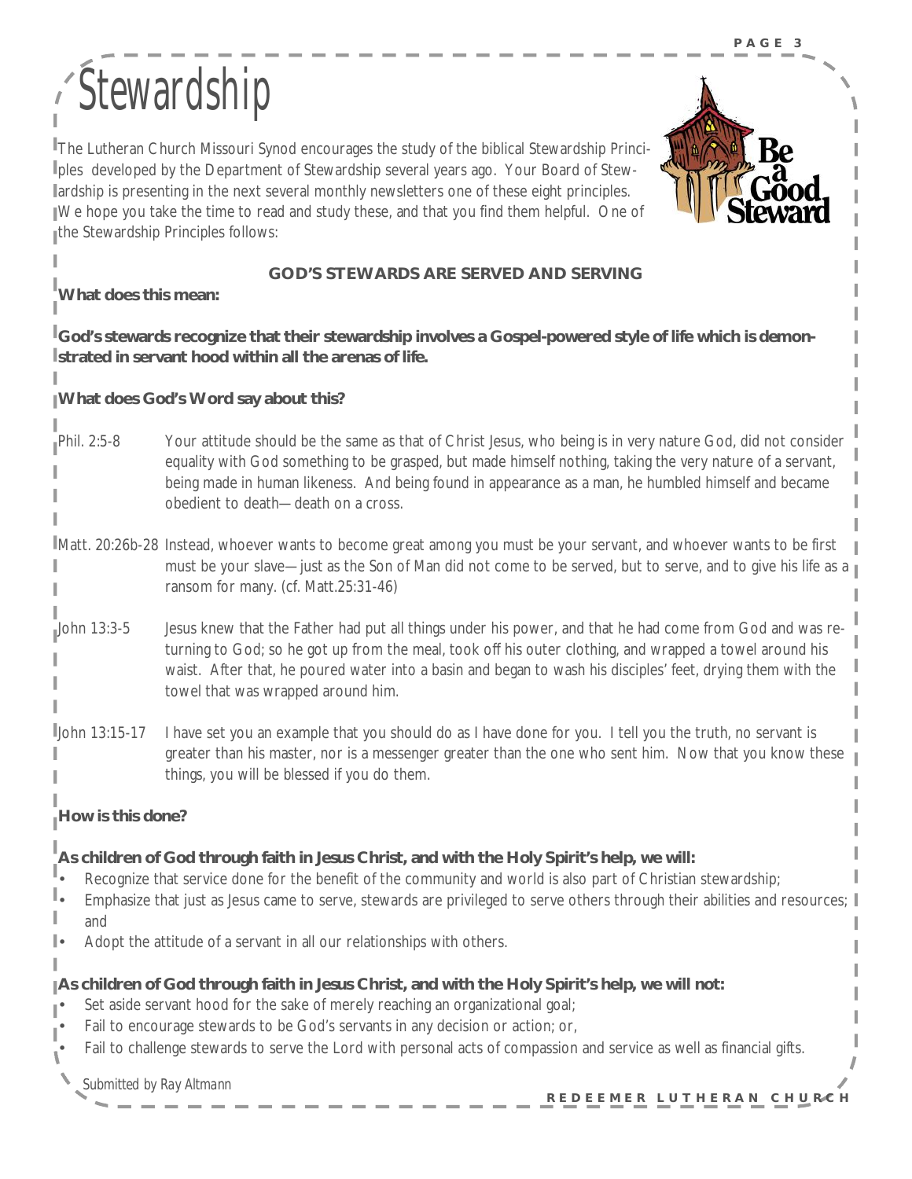# Stewardship

The Lutheran Church Missouri Synod encourages the study of the biblical Stewardship Principles developed by the Department of Stewardship several years ago. Your Board of Stewardship is presenting in the next several monthly newsletters one of these eight principles. We hope you take the time to read and study these, and that you find them helpful. One of the Stewardship Principles follows:

**GOD'S STEWARDS ARE SERVED AND SERVING**

**What does this mean:**

**God's stewards recognize that their stewardship involves a Gospel-powered style of life which is demonstrated in servant hood within all the arenas of life.**

**What does God's Word say about this?**

Phil. 2:5-8 — Your attitude should be the same as that of Christ Jesus, who being is in very nature God, did not consider equality with God something to be grasped, but made himself nothing, taking the very nature of a servant, being made in human likeness. And being found in appearance as a man, he humbled himself and became obedient to death—death on a cross.

Matt. 20:26b-28 — Instead, whoever wants to become great among you must be your servant, and whoever wants to be first must be your slave—just as the Son of Man did not come to be served, but to serve, and to give his life as a ransom for many. (cf. Matt.25:31-46)

John 13:3-5 — Jesus knew that the Father had put all things under his power, and that he had come from God and was returning to God; so he got up from the meal, took off his outer clothing, and wrapped a towel around his waist. After that, he poured water into a basin and began to wash his disciples' feet, drying them with the towel that was wrapped around him.

John 13:15-17 — I have set you an example that you should do as I have done for you. I tell you the truth, no servant is greater than his master, nor is a messenger greater than the one who sent him. Now that you know these things, you will be blessed if you do them.

**How is this done?**

**As children of God through faith in Jesus Christ, and with the Holy Spirit's help, we will:**

- Recognize that service done for the benefit of the community and world is also part of Christian stewardship;
- Emphasize that just as Jesus came to serve, stewards are privileged to serve others through their abilities and resources; and
- Adopt the attitude of a servant in all our relationships with others.

**As children of God through faith in Jesus Christ, and with the Holy Spirit's help, we will not:**

- Set aside servant hood for the sake of merely reaching an organizational goal;
- Fail to encourage stewards to be God's servants in any decision or action; or,
- Fail to challenge stewards to serve the Lord with personal acts of compassion and service as well as financial gifts.

*Submitted by Ray Altmann*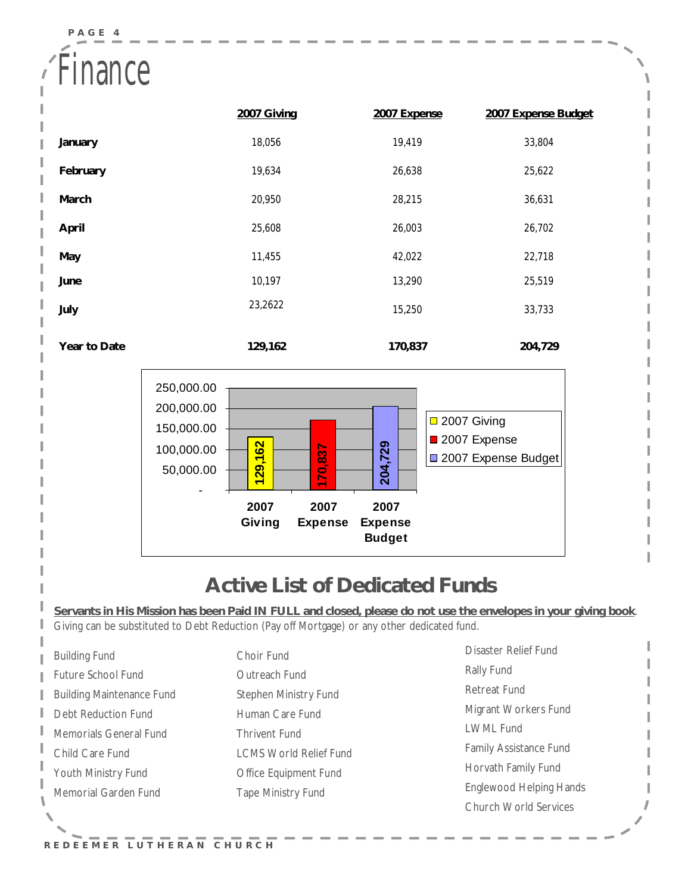# Finance

| | 2007 Giving | 2007 Expense | 2007 Expense Budget |
|---|---|---|---|
| **January** | 18,056 | 19,419 | 33,804 |
| **February** | 19,634 | 26,638 | 25,622 |
| **March** | 20,950 | 28,215 | 36,631 |
| **April** | 25,608 | 26,003 | 26,702 |
| **May** | 11,455 | 42,022 | 22,718 |
| **June** | 10,197 | 13,290 | 25,519 |
| **July** | 23,2622 | 15,250 | 33,733 |
| **Year to Date** | **129,162** | **170,837** | **204,729** |

| | 2007 Giving | 2007 Expense | 2007 Expense Budget |
|---|---|---|---|
| Total | 129,162 | 170,837 | 204,729 |

## Active List of Dedicated Funds

**Servants in His Mission has been Paid IN FULL and closed, please do not use the envelopes in your giving book**. Giving can be substituted to Debt Reduction (Pay off Mortgage) or any other dedicated fund.

- Building Fund
- Future School Fund
- Building Maintenance Fund
- Debt Reduction Fund
- Memorials General Fund
- Child Care Fund
- Youth Ministry Fund
- Memorial Garden Fund
- Choir Fund
- Outreach Fund
- Stephen Ministry Fund
- Human Care Fund
- Thrivent Fund
- LCMS World Relief Fund
- Office Equipment Fund
- Tape Ministry Fund
- Disaster Relief Fund
- Rally Fund
- Retreat Fund
- Migrant Workers Fund
- LWML Fund
- Family Assistance Fund
- Horvath Family Fund
- Englewood Helping Hands
- Church World Services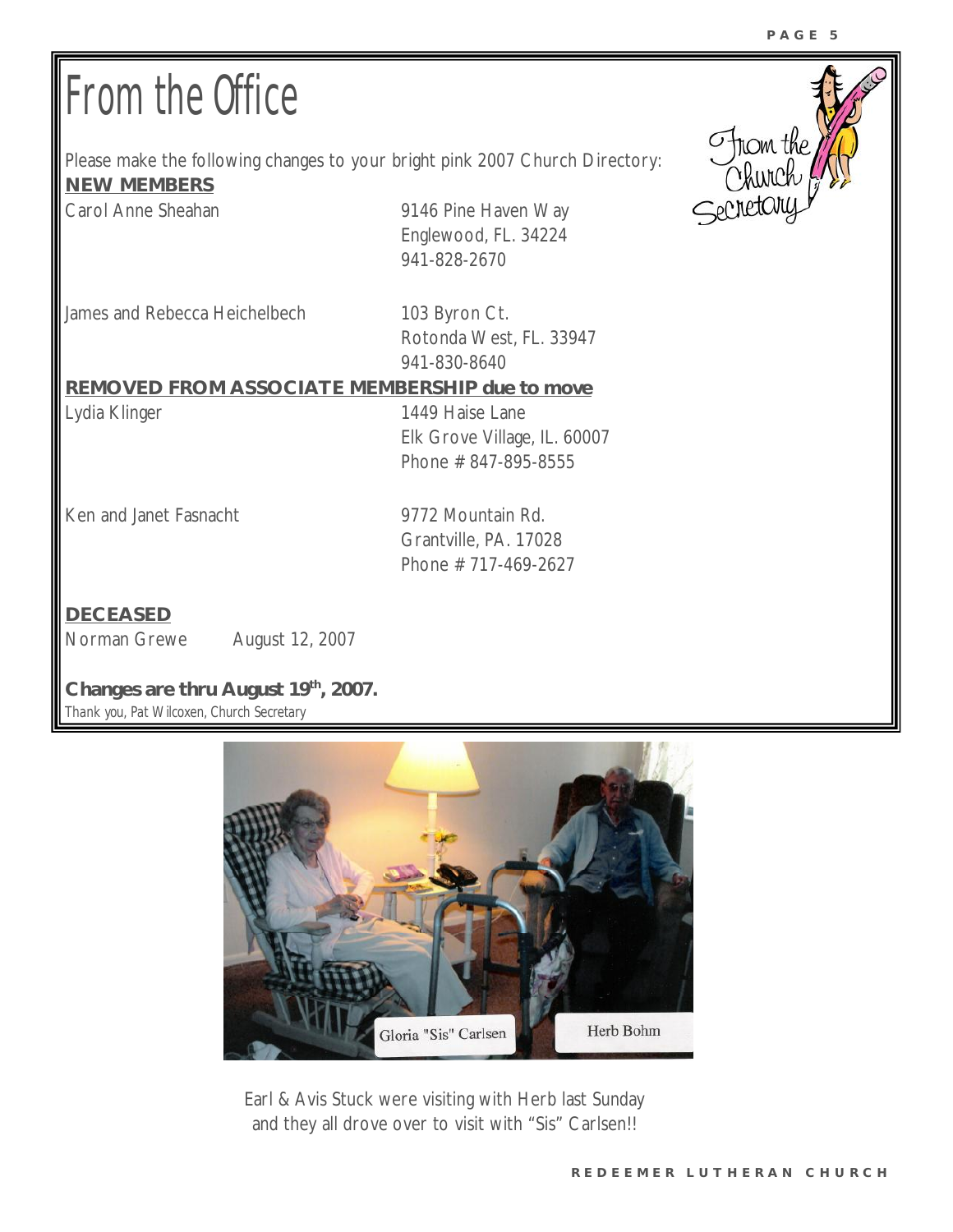# From the Office

Please make the following changes to your bright pink 2007 Church Directory:

**NEW MEMBERS**

Carol Anne Sheahan
9146 Pine Haven Way
Englewood, FL. 34224
941-828-2670

James and Rebecca Heichelbech
103 Byron Ct.
Rotonda West, FL. 33947
941-830-8640

**REMOVED FROM ASSOCIATE MEMBERSHIP due to move**

Lydia Klinger
1449 Haise Lane
Elk Grove Village, IL. 60007
Phone # 847-895-8555

Ken and Janet Fasnacht
9772 Mountain Rd.
Grantville, PA. 17028
Phone # 717-469-2627

**DECEASED**

Norman Grewe    August 12, 2007

**Changes are thru August 19th, 2007.**

*Thank you, Pat Wilcoxen, Church Secretary*

Gloria "Sis" Carlsen    Herb Bohm

Earl & Avis Stuck were visiting with Herb last Sunday and they all drove over to visit with "Sis" Carlsen!!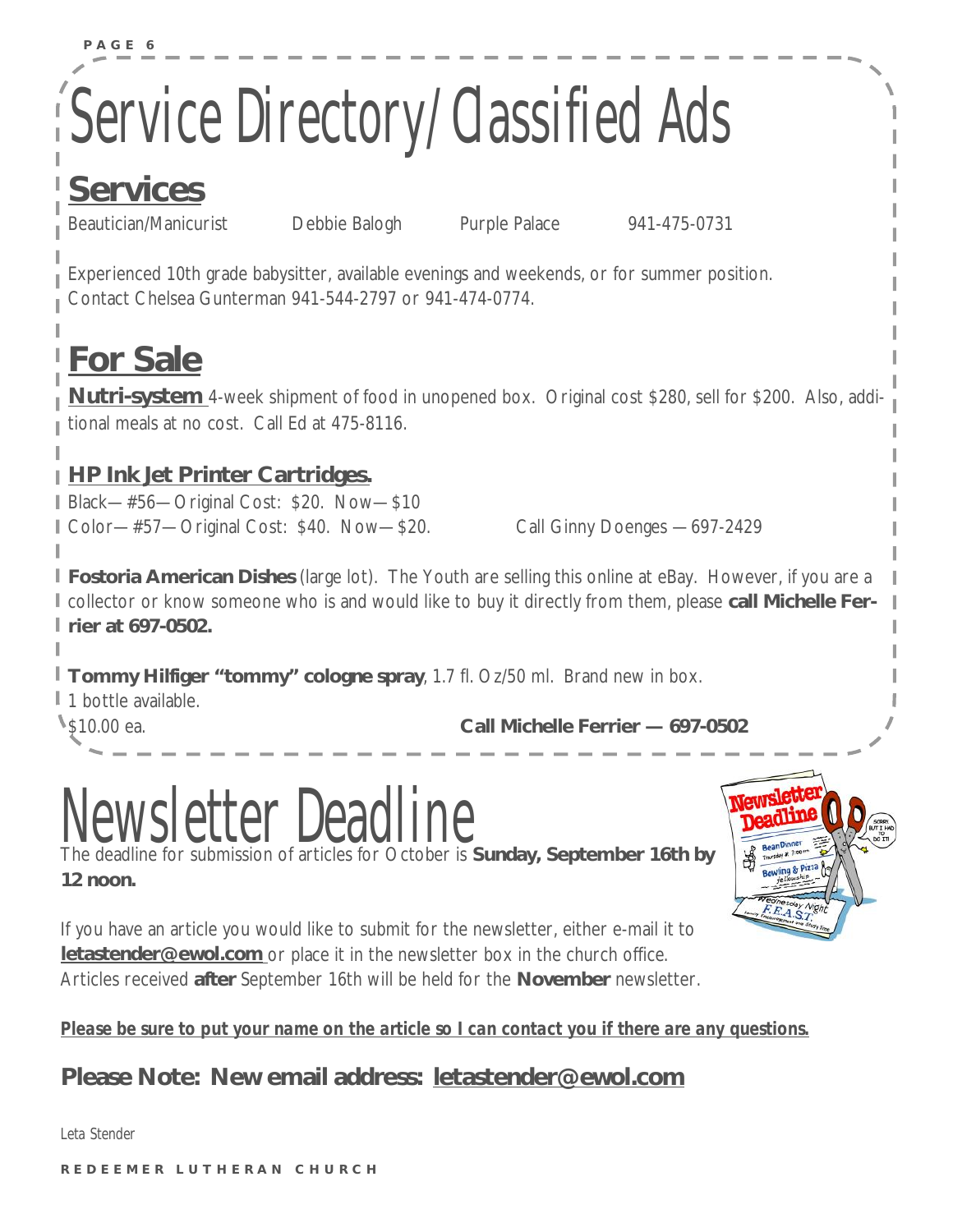# Service Directory/Classified Ads

## Services

Beautician/Manicurist Debbie Balogh Purple Palace 941-475-0731

Experienced 10th grade babysitter, available evenings and weekends, or for summer position. Contact Chelsea Gunterman 941-544-2797 or 941-474-0774.

## For Sale

**Nutri-system** 4-week shipment of food in unopened box. Original cost $280, sell for $200. Also, additional meals at no cost. Call Ed at 475-8116.

### HP Ink Jet Printer Cartridges.

Black—#56—Original Cost: $20. Now—$10
Color—#57—Original Cost: $40. Now—$20. Call Ginny Doenges —697-2429

**Fostoria American Dishes** (large lot). The Youth are selling this online at eBay. However, if you are a collector or know someone who is and would like to buy it directly from them, please **call Michelle Ferrier at 697-0502.**

**Tommy Hilfiger "tommy" cologne spray**, 1.7 fl. Oz/50 ml. Brand new in box.
1 bottle available.
$10.00 ea. **Call Michelle Ferrier — 697-0502**

# Newsletter Deadline

The deadline for submission of articles for October is **Sunday, September 16th by 12 noon.**

If you have an article you would like to submit for the newsletter, either e-mail it to **letastender@ewol.com** or place it in the newsletter box in the church office. Articles received **after** September 16th will be held for the **November** newsletter.

***Please be sure to put your name on the article so I can contact you if there are any questions.***

**Please Note: New email address: letastender@ewol.com**

Leta Stender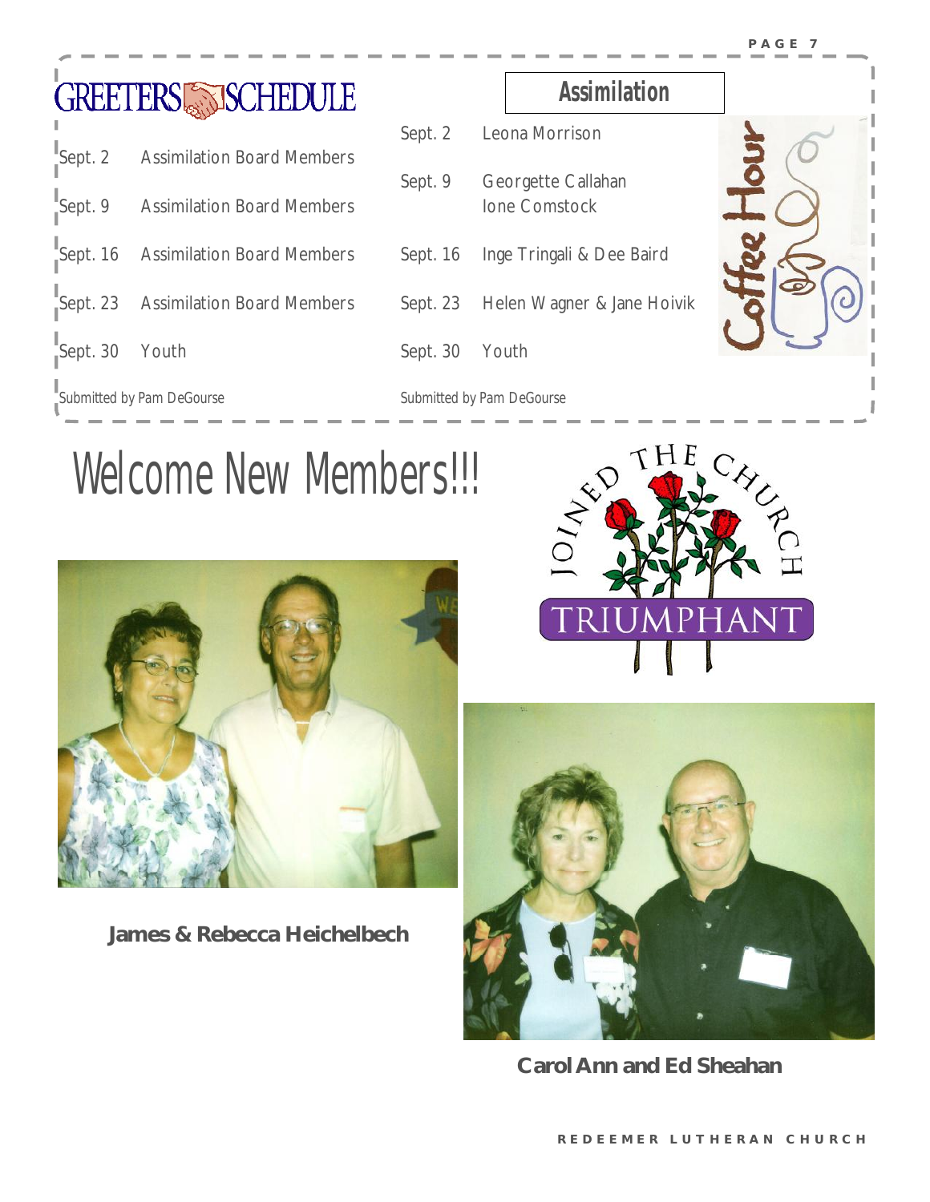## GREETERS SCHEDULE

| | |
|---|---|
| Sept. 2 | Assimilation Board Members |
| Sept. 9 | Assimilation Board Members |
| Sept. 16 | Assimilation Board Members |
| Sept. 23 | Assimilation Board Members |
| Sept. 30 | Youth |

Submitted by Pam DeGourse

## Assimilation

**Coffee Hour**

| | |
|---|---|
| Sept. 2 | Leona Morrison |
| Sept. 9 | Georgette Callahan<br>Ione Comstock |
| Sept. 16 | Inge Tringali & Dee Baird |
| Sept. 23 | Helen Wagner & Jane Hoivik |
| Sept. 30 | Youth |

Submitted by Pam DeGourse

# Welcome New Members!!!

JOINED THE CHURCH TRIUMPHANT

**James & Rebecca Heichelbech**

**Carol Ann and Ed Sheahan**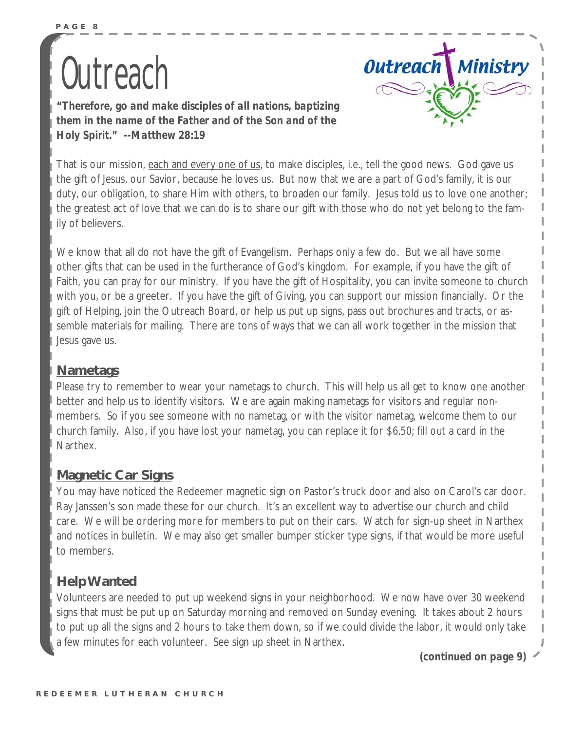# Outreach

***"Therefore, go and make disciples of all nations, baptizing them in the name of the Father and of the Son and of the Holy Spirit." --Matthew 28:19***

That is our mission, each and every one of us, to make disciples, i.e., tell the good news. God gave us the gift of Jesus, our Savior, because he loves us. But now that we are a part of God's family, it is our duty, our obligation, to share Him with others, to broaden our family. Jesus told us to love one another; the greatest act of love that we can do is to share our gift with those who do not yet belong to the family of believers.

We know that all do not have the gift of Evangelism. Perhaps only a few do. But we all have some other gifts that can be used in the furtherance of God's kingdom. For example, if you have the gift of Faith, you can pray for our ministry. If you have the gift of Hospitality, you can invite someone to church with you, or be a greeter. If you have the gift of Giving, you can support our mission financially. Or the gift of Helping, join the Outreach Board, or help us put up signs, pass out brochures and tracts, or assemble materials for mailing. There are tons of ways that we can all work together in the mission that Jesus gave us.

## Nametags

Please try to remember to wear your nametags to church. This will help us all get to know one another better and help us to identify visitors. We are again making nametags for visitors and regular non-members. So if you see someone with no nametag, or with the visitor nametag, welcome them to our church family. Also, if you have lost your nametag, you can replace it for $6.50; fill out a card in the Narthex.

## Magnetic Car Signs

You may have noticed the Redeemer magnetic sign on Pastor's truck door and also on Carol's car door. Ray Janssen's son made these for our church. It's an excellent way to advertise our church and child care. We will be ordering more for members to put on their cars. Watch for sign-up sheet in Narthex and notices in bulletin. We may also get smaller bumper sticker type signs, if that would be more useful to members.

## Help Wanted

Volunteers are needed to put up weekend signs in your neighborhood. We now have over 30 weekend signs that must be put up on Saturday morning and removed on Sunday evening. It takes about 2 hours to put up all the signs and 2 hours to take them down, so if we could divide the labor, it would only take a few minutes for each volunteer. See sign up sheet in Narthex.

***(continued on page 9)***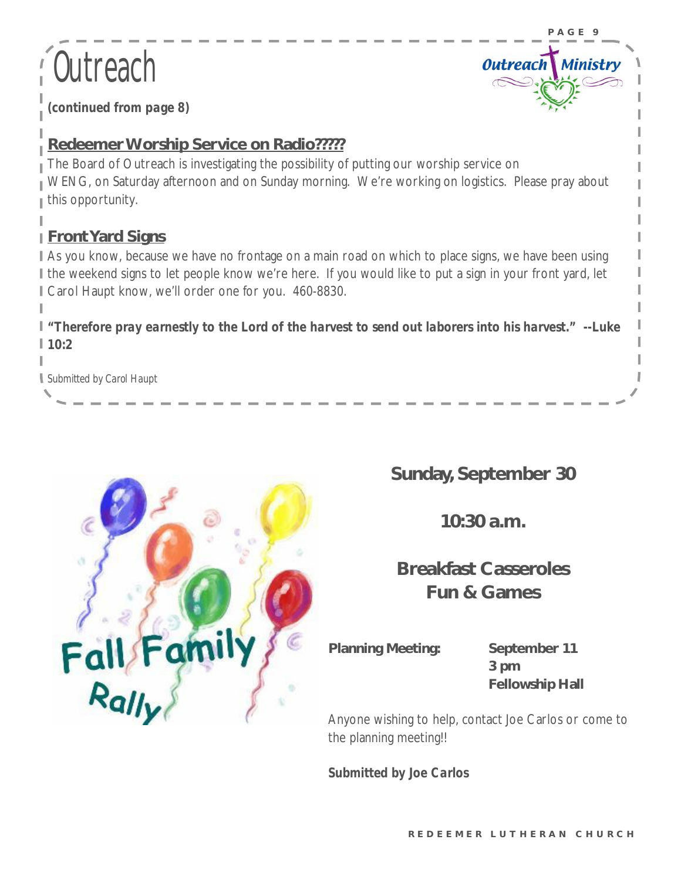# Outreach

**(continued from page 8)**

## Redeemer Worship Service on Radio?????

The Board of Outreach is investigating the possibility of putting our worship service on WENG, on Saturday afternoon and on Sunday morning. We're working on logistics. Please pray about this opportunity.

## Front Yard Signs

As you know, because we have no frontage on a main road on which to place signs, we have been using the weekend signs to let people know we're here. If you would like to put a sign in your front yard, let Carol Haupt know, we'll order one for you. 460-8830.

***"Therefore pray earnestly to the Lord of the harvest to send out laborers into his harvest." --Luke 10:2***

*Submitted by Carol Haupt*

## Fall Family Rally

**Sunday, September 30**

**10:30 a.m.**

**Breakfast Casseroles**
**Fun & Games**

**Planning Meeting:** **September 11**
**3 pm**
**Fellowship Hall**

Anyone wishing to help, contact Joe Carlos or come to the planning meeting!!

***Submitted by Joe Carlos***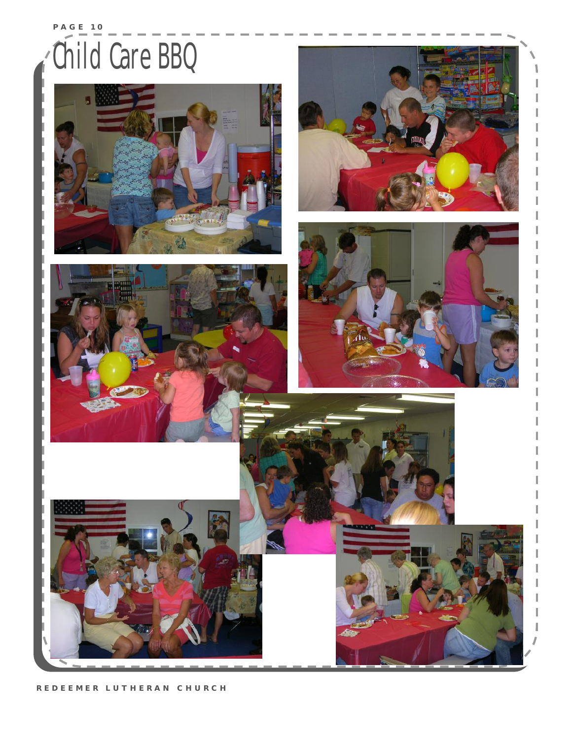# Child Care BBQ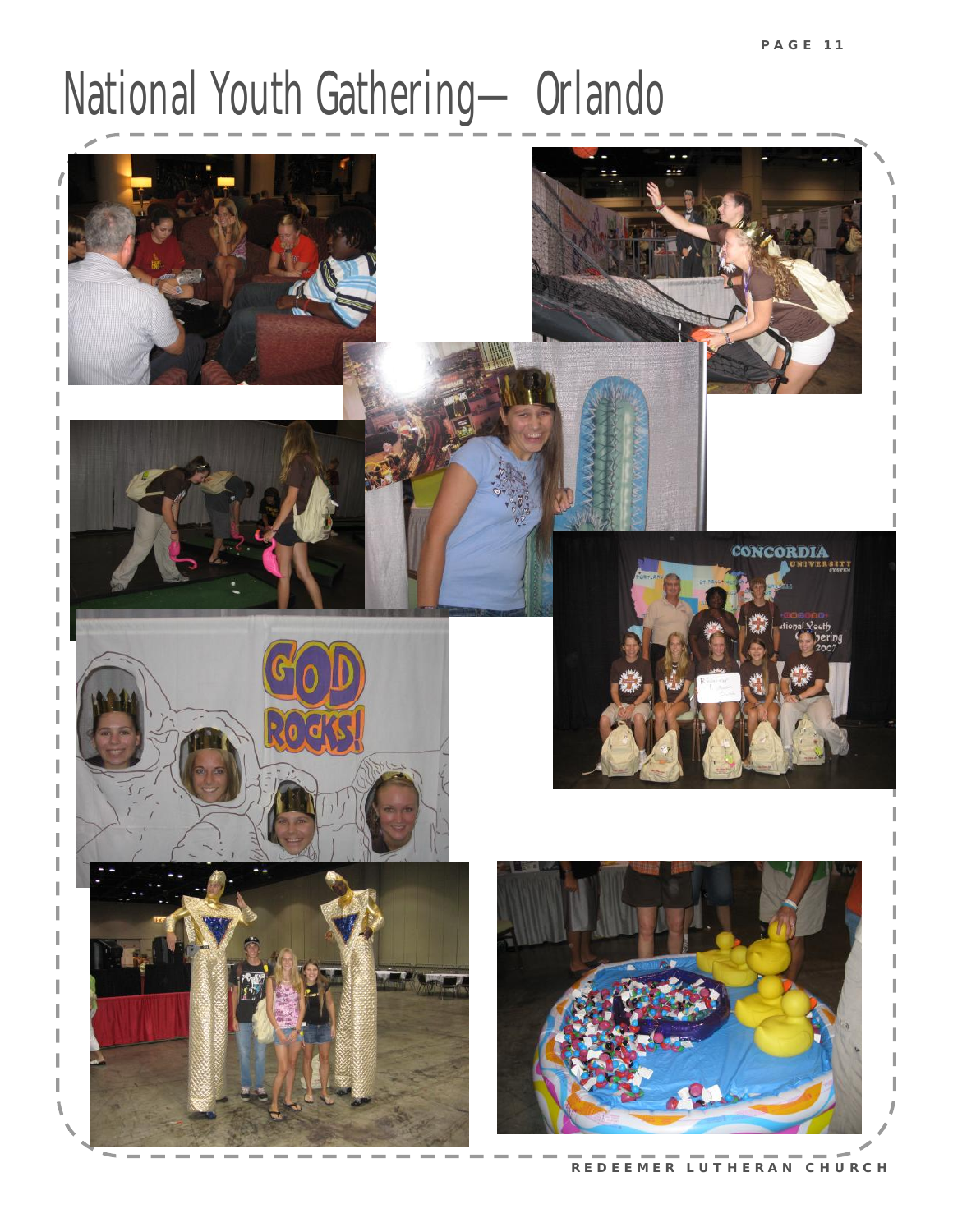# National Youth Gathering— Orlando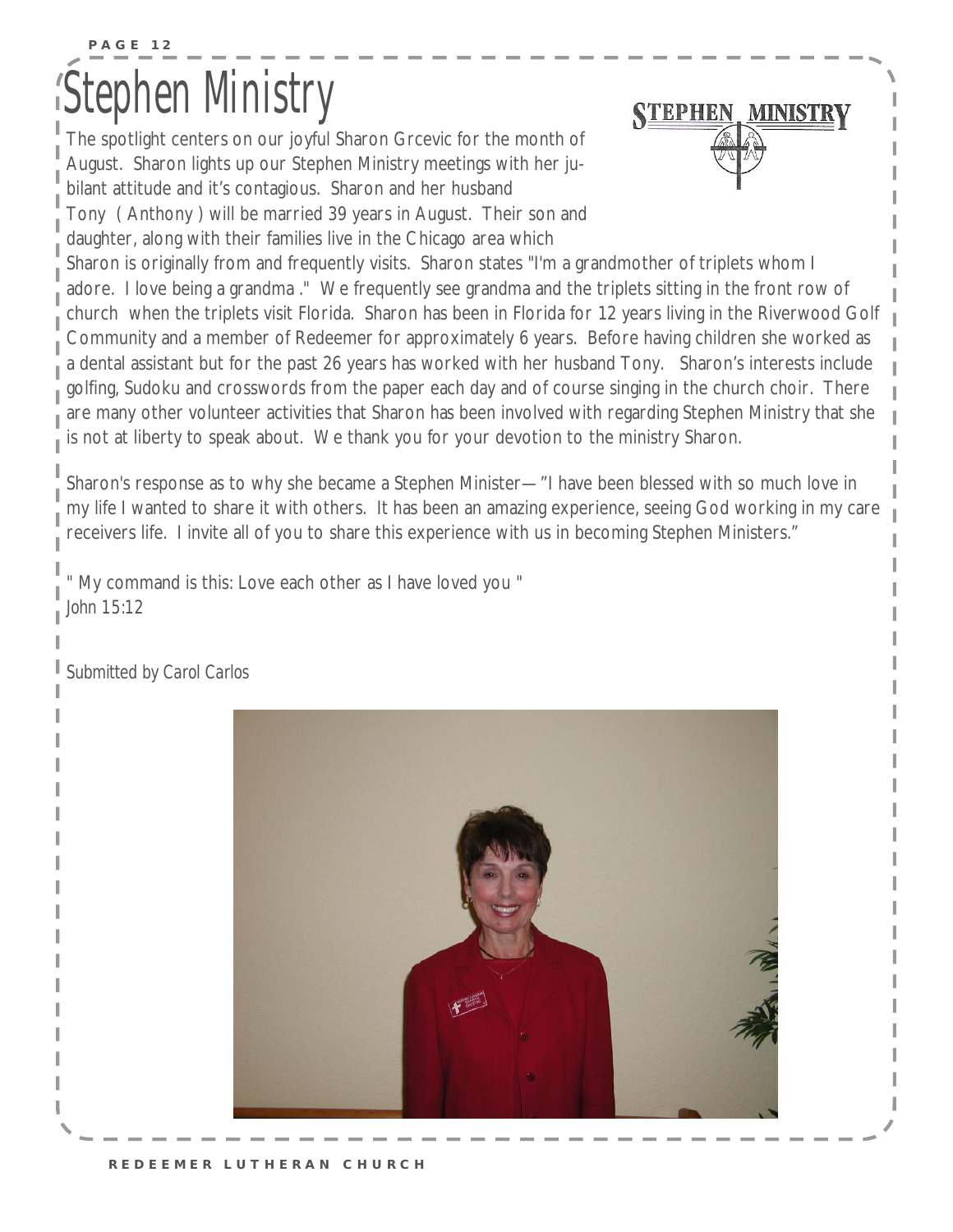# Stephen Ministry

The spotlight centers on our joyful Sharon Grcevic for the month of August. Sharon lights up our Stephen Ministry meetings with her jubilant attitude and it's contagious. Sharon and her husband Tony ( Anthony ) will be married 39 years in August. Their son and daughter, along with their families live in the Chicago area which Sharon is originally from and frequently visits. Sharon states "I'm a grandmother of triplets whom I adore. I love being a grandma ." We frequently see grandma and the triplets sitting in the front row of church when the triplets visit Florida. Sharon has been in Florida for 12 years living in the Riverwood Golf Community and a member of Redeemer for approximately 6 years. Before having children she worked as a dental assistant but for the past 26 years has worked with her husband Tony. Sharon's interests include golfing, Sudoku and crosswords from the paper each day and of course singing in the church choir. There are many other volunteer activities that Sharon has been involved with regarding Stephen Ministry that she is not at liberty to speak about. We thank you for your devotion to the ministry Sharon.

Sharon's response as to why she became a Stephen Minister—"I have been blessed with so much love in my life I wanted to share it with others. It has been an amazing experience, seeing God working in my care receivers life. I invite all of you to share this experience with us in becoming Stephen Ministers."

" My command is this: Love each other as I have loved you "
John 15:12

*Submitted by Carol Carlos*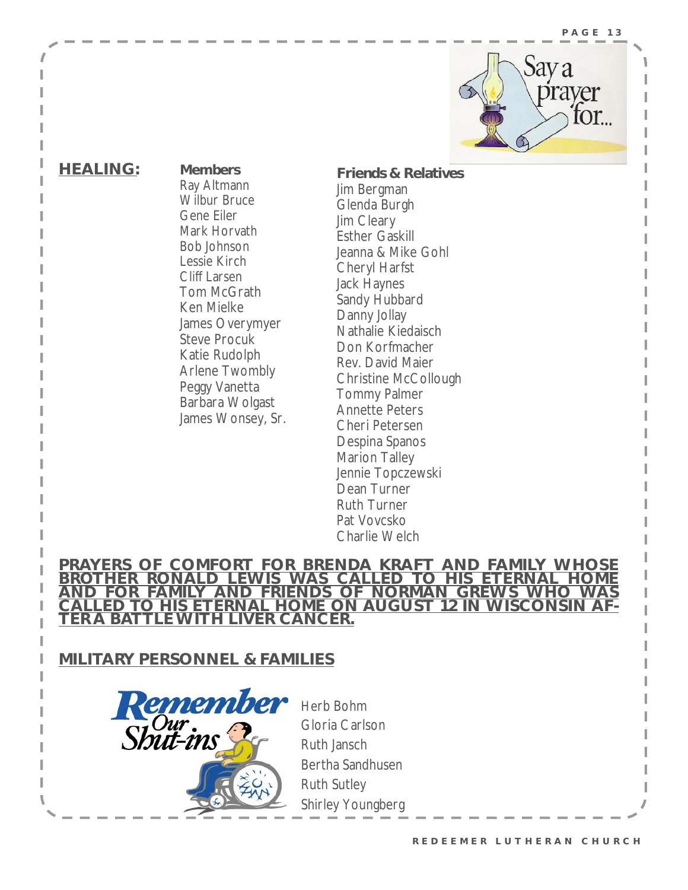Say a prayer for...

## HEALING:

**Members**

Ray Altmann
Wilbur Bruce
Gene Eiler
Mark Horvath
Bob Johnson
Lessie Kirch
Cliff Larsen
Tom McGrath
Ken Mielke
James Overymyer
Steve Procuk
Katie Rudolph
Arlene Twombly
Peggy Vanetta
Barbara Wolgast
James Wonsey, Sr.

**Friends & Relatives**

Jim Bergman
Glenda Burgh
Jim Cleary
Esther Gaskill
Jeanna & Mike Gohl
Cheryl Harfst
Jack Haynes
Sandy Hubbard
Danny Jollay
Nathalie Kiedaisch
Don Korfmacher
Rev. David Maier
Christine McCollough
Tommy Palmer
Annette Peters
Cheri Petersen
Despina Spanos
Marion Talley
Jennie Topczewski
Dean Turner
Ruth Turner
Pat Vovcsko
Charlie Welch

**PRAYERS OF COMFORT FOR BRENDA KRAFT AND FAMILY WHOSE BROTHER RONALD LEWIS WAS CALLED TO HIS ETERNAL HOME AND FOR FAMILY AND FRIENDS OF NORMAN GREWS WHO WAS CALLED TO HIS ETERNAL HOME ON AUGUST 12 IN WISCONSIN AFTERA BATTLE WITH LIVER CANCER.**

## MILITARY PERSONNEL & FAMILIES

Remember Our Shut-ins

Herb Bohm
Gloria Carlson
Ruth Jansch
Bertha Sandhusen
Ruth Sutley
Shirley Youngberg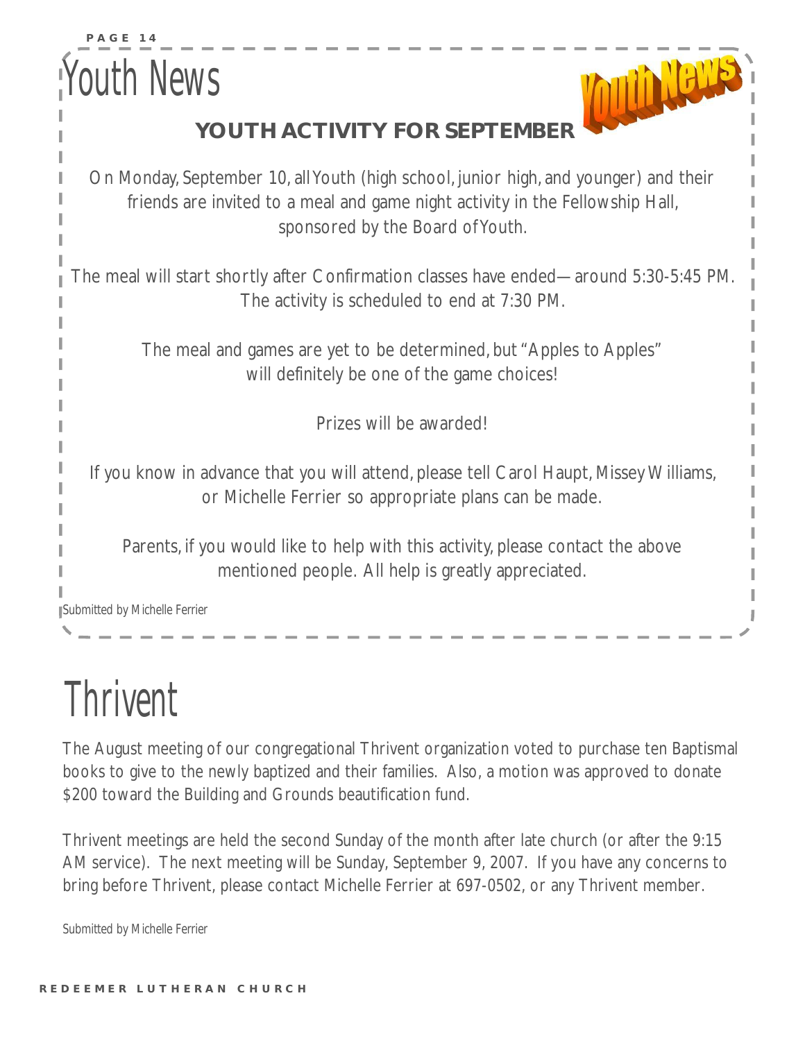# Youth News

## YOUTH ACTIVITY FOR SEPTEMBER

On Monday, September 10, all Youth (high school, junior high, and younger) and their friends are invited to a meal and game night activity in the Fellowship Hall, sponsored by the Board of Youth.

The meal will start shortly after Confirmation classes have ended—around 5:30-5:45 PM. The activity is scheduled to end at 7:30 PM.

The meal and games are yet to be determined, but "Apples to Apples" will definitely be one of the game choices!

Prizes will be awarded!

If you know in advance that you will attend, please tell Carol Haupt, Missey Williams, or Michelle Ferrier so appropriate plans can be made.

Parents, if you would like to help with this activity, please contact the above mentioned people. All help is greatly appreciated.

Submitted by Michelle Ferrier

# Thrivent

The August meeting of our congregational Thrivent organization voted to purchase ten Baptismal books to give to the newly baptized and their families. Also, a motion was approved to donate $200 toward the Building and Grounds beautification fund.

Thrivent meetings are held the second Sunday of the month after late church (or after the 9:15 AM service). The next meeting will be Sunday, September 9, 2007. If you have any concerns to bring before Thrivent, please contact Michelle Ferrier at 697-0502, or any Thrivent member.

Submitted by Michelle Ferrier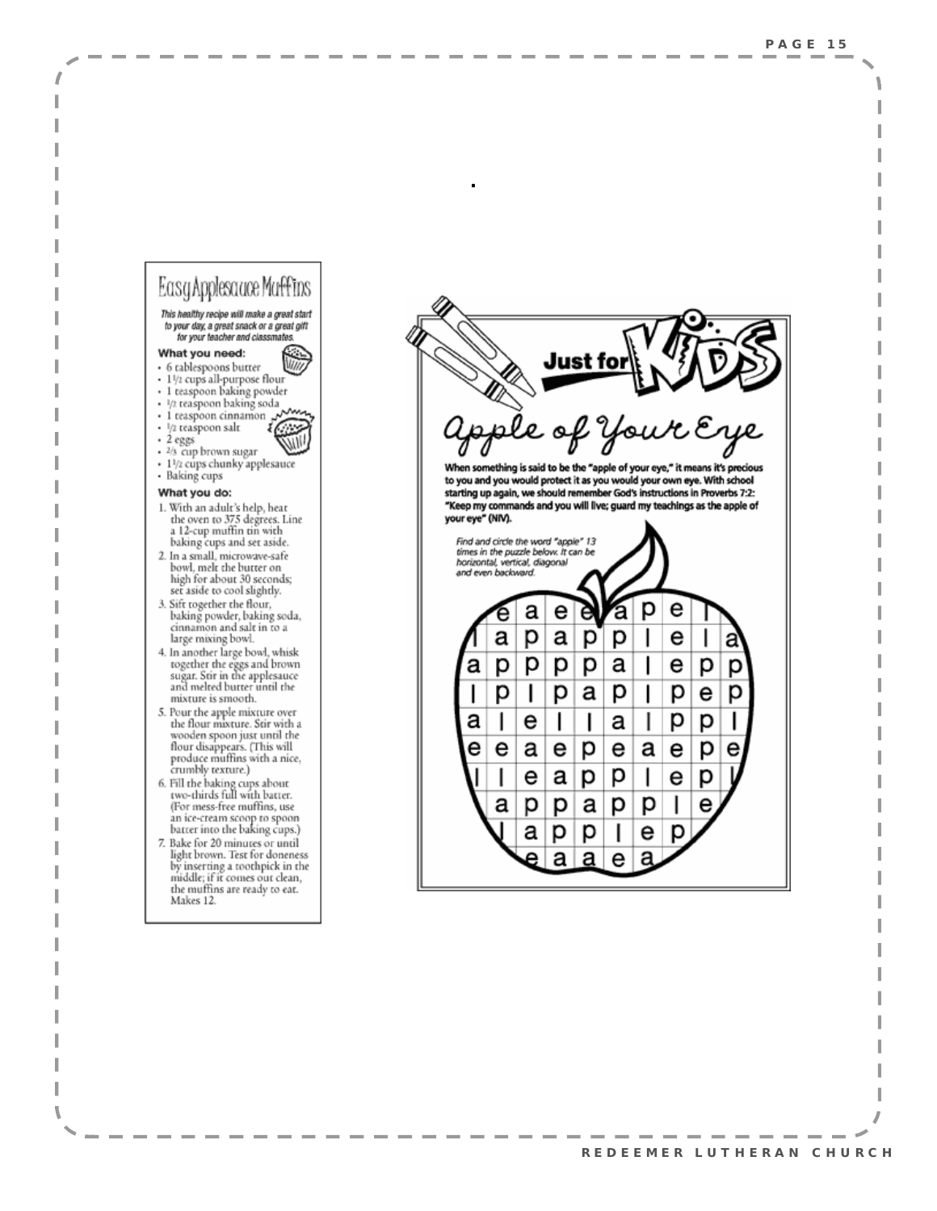# Easy Applesauce Muffins

*This healthy recipe will make a great start to your day, a great snack or a great gift for your teacher and classmates.*

**What you need:**

- 6 tablespoons butter
- 1½ cups all-purpose flour
- 1 teaspoon baking powder
- ½ teaspoon baking soda
- 1 teaspoon cinnamon
- ½ teaspoon salt
- 2 eggs
- ⅔ cup brown sugar
- 1½ cups chunky applesauce
- Baking cups

**What you do:**

1. With an adult's help, heat the oven to 375 degrees. Line a 12-cup muffin tin with baking cups and set aside.
2. In a small, microwave-safe bowl, melt the butter on high for about 30 seconds; set aside to cool slightly.
3. Sift together the flour, baking powder, baking soda, cinnamon and salt in to a large mixing bowl.
4. In another large bowl, whisk together the eggs and brown sugar. Stir in the applesauce and melted butter until the mixture is smooth.
5. Pour the apple mixture over the flour mixture. Stir with a wooden spoon just until the flour disappears. (This will produce muffins with a nice, crumbly texture.)
6. Fill the baking cups about two-thirds full with batter. (For mess-free muffins, use an ice-cream scoop to spoon batter into the baking cups.)
7. Bake for 20 minutes or until light brown. Test for doneness by inserting a toothpick in the middle; if it comes out clean, the muffins are ready to eat. Makes 12.

# Just for Kids

## Apple of Your Eye

**When something is said to be the "apple of your eye," it means it's precious to you and you would protect it as you would your own eye. With school starting up again, we should remember God's instructions in Proverbs 7:2: "Keep my commands and you will live; guard my teachings as the apple of your eye" (NIV).**

*Find and circle the word "apple" 13 times in the puzzle below. It can be horizontal, vertical, diagonal and even backward.*

```
  e a e e a p e l
l a p a p p l e l a
a p p p p a l e p p
l p l p a p l p e p
a l e l l a l p p l
e e a e p e a e p e
l l e a p p l e p l
  a p p a p p l e
  l a p p l e p
    e a a e a
```